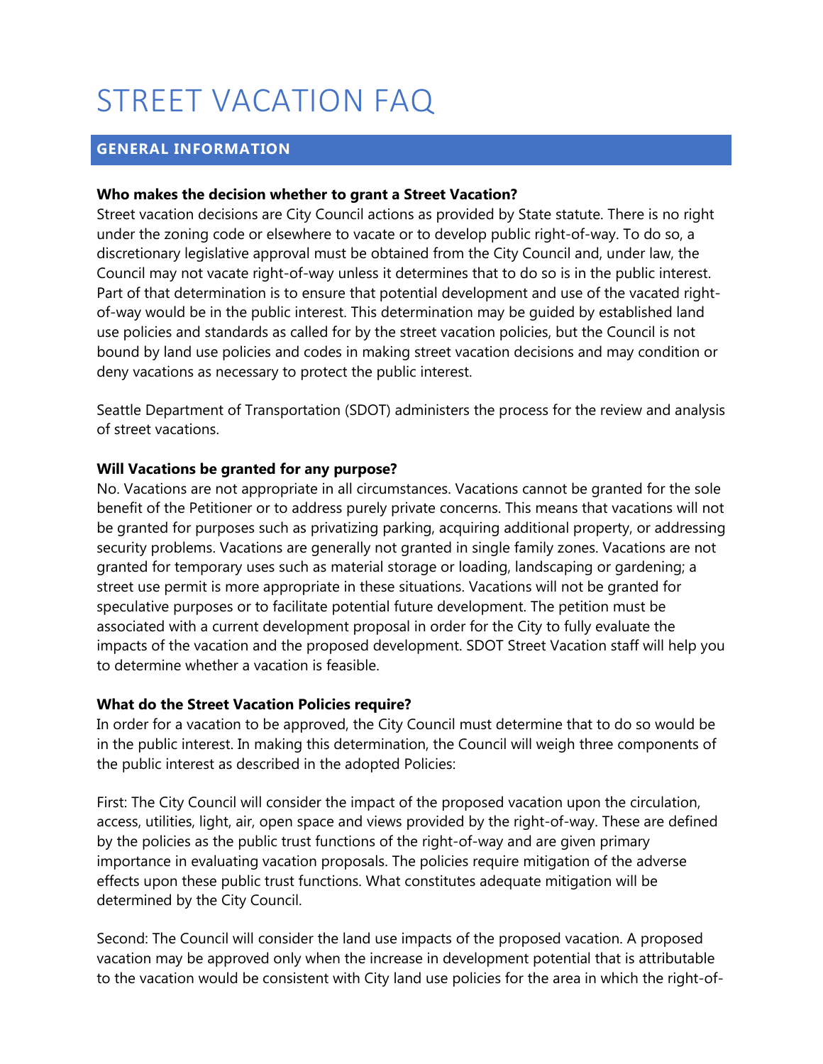# STREET VACATION FAQ

## GENERAL INFORMATION

**Who makes the decision whether to grant a Street Vacation?**

Street vacation decisions are City Council actions as provided by State statute. There is no right under the zoning code or elsewhere to vacate or to develop public right-of-way. To do so, a discretionary legislative approval must be obtained from the City Council and, under law, the Council may not vacate right-of-way unless it determines that to do so is in the public interest. Part of that determination is to ensure that potential development and use of the vacated right-of-way would be in the public interest. This determination may be guided by established land use policies and standards as called for by the street vacation policies, but the Council is not bound by land use policies and codes in making street vacation decisions and may condition or deny vacations as necessary to protect the public interest.

Seattle Department of Transportation (SDOT) administers the process for the review and analysis of street vacations.

**Will Vacations be granted for any purpose?**

No. Vacations are not appropriate in all circumstances. Vacations cannot be granted for the sole benefit of the Petitioner or to address purely private concerns. This means that vacations will not be granted for purposes such as privatizing parking, acquiring additional property, or addressing security problems. Vacations are generally not granted in single family zones. Vacations are not granted for temporary uses such as material storage or loading, landscaping or gardening; a street use permit is more appropriate in these situations. Vacations will not be granted for speculative purposes or to facilitate potential future development. The petition must be associated with a current development proposal in order for the City to fully evaluate the impacts of the vacation and the proposed development. SDOT Street Vacation staff will help you to determine whether a vacation is feasible.

**What do the Street Vacation Policies require?**

In order for a vacation to be approved, the City Council must determine that to do so would be in the public interest. In making this determination, the Council will weigh three components of the public interest as described in the adopted Policies:

First: The City Council will consider the impact of the proposed vacation upon the circulation, access, utilities, light, air, open space and views provided by the right-of-way. These are defined by the policies as the public trust functions of the right-of-way and are given primary importance in evaluating vacation proposals. The policies require mitigation of the adverse effects upon these public trust functions. What constitutes adequate mitigation will be determined by the City Council.

Second: The Council will consider the land use impacts of the proposed vacation. A proposed vacation may be approved only when the increase in development potential that is attributable to the vacation would be consistent with City land use policies for the area in which the right-of-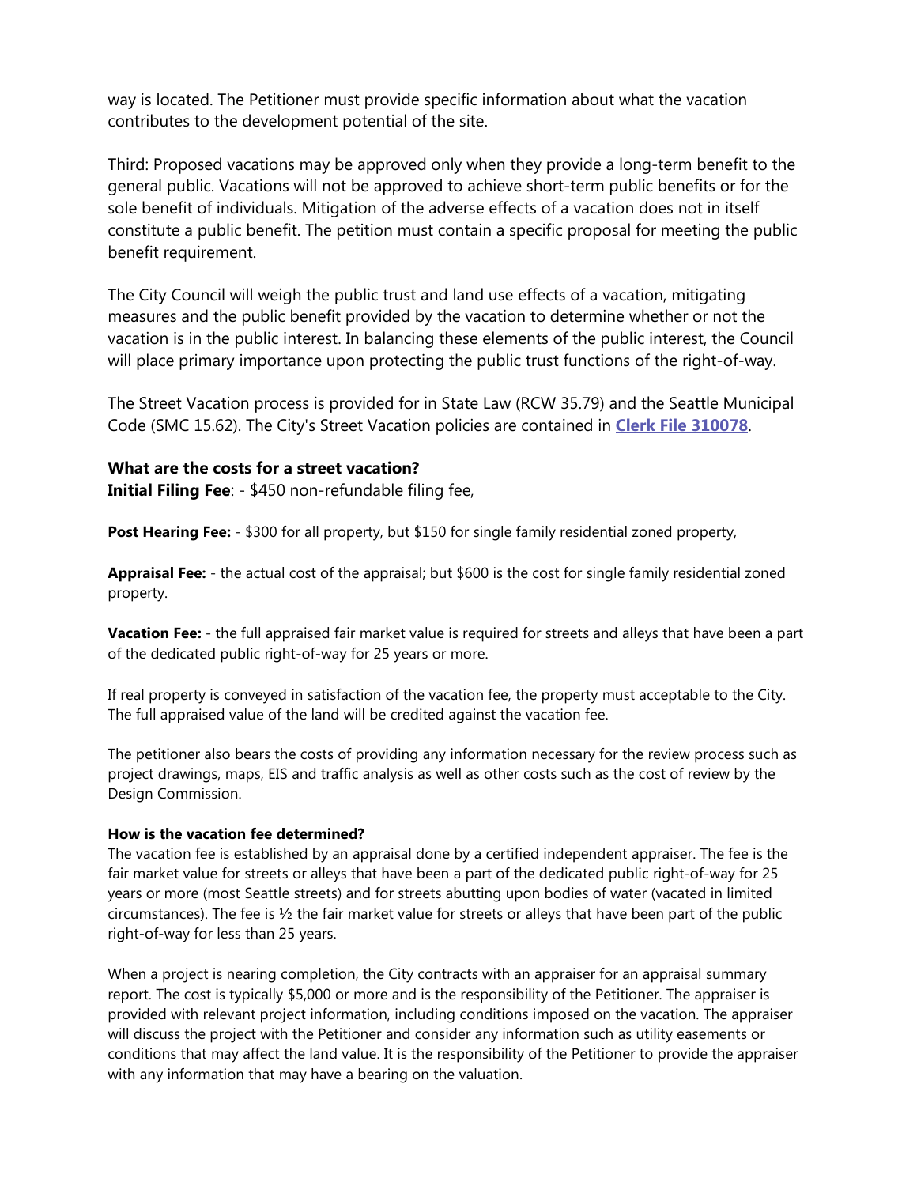way is located. The Petitioner must provide specific information about what the vacation contributes to the development potential of the site.

Third: Proposed vacations may be approved only when they provide a long-term benefit to the general public. Vacations will not be approved to achieve short-term public benefits or for the sole benefit of individuals. Mitigation of the adverse effects of a vacation does not in itself constitute a public benefit. The petition must contain a specific proposal for meeting the public benefit requirement.

The City Council will weigh the public trust and land use effects of a vacation, mitigating measures and the public benefit provided by the vacation to determine whether or not the vacation is in the public interest. In balancing these elements of the public interest, the Council will place primary importance upon protecting the public trust functions of the right-of-way.

The Street Vacation process is provided for in State Law (RCW 35.79) and the Seattle Municipal Code (SMC 15.62). The City's Street Vacation policies are contained in **Clerk File 310078**.

### What are the costs for a street vacation?

**Initial Filing Fee**: - $450 non-refundable filing fee,

**Post Hearing Fee:** - $300 for all property, but $150 for single family residential zoned property,

**Appraisal Fee:** - the actual cost of the appraisal; but $600 is the cost for single family residential zoned property.

**Vacation Fee:** - the full appraised fair market value is required for streets and alleys that have been a part of the dedicated public right-of-way for 25 years or more.

If real property is conveyed in satisfaction of the vacation fee, the property must acceptable to the City. The full appraised value of the land will be credited against the vacation fee.

The petitioner also bears the costs of providing any information necessary for the review process such as project drawings, maps, EIS and traffic analysis as well as other costs such as the cost of review by the Design Commission.

#### How is the vacation fee determined?

The vacation fee is established by an appraisal done by a certified independent appraiser. The fee is the fair market value for streets or alleys that have been a part of the dedicated public right-of-way for 25 years or more (most Seattle streets) and for streets abutting upon bodies of water (vacated in limited circumstances). The fee is ½ the fair market value for streets or alleys that have been part of the public right-of-way for less than 25 years.

When a project is nearing completion, the City contracts with an appraiser for an appraisal summary report. The cost is typically $5,000 or more and is the responsibility of the Petitioner. The appraiser is provided with relevant project information, including conditions imposed on the vacation. The appraiser will discuss the project with the Petitioner and consider any information such as utility easements or conditions that may affect the land value. It is the responsibility of the Petitioner to provide the appraiser with any information that may have a bearing on the valuation.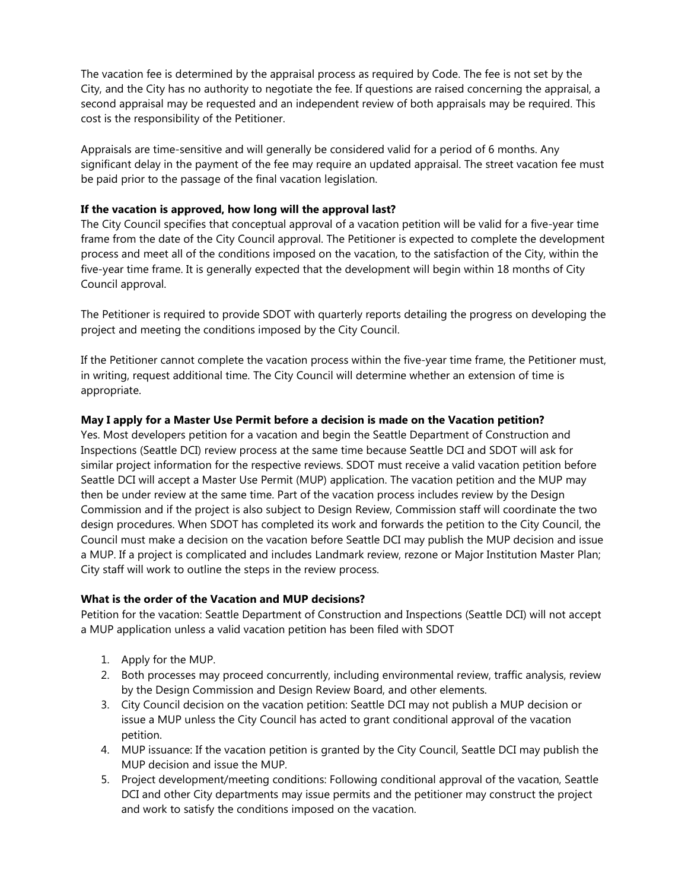The vacation fee is determined by the appraisal process as required by Code. The fee is not set by the City, and the City has no authority to negotiate the fee. If questions are raised concerning the appraisal, a second appraisal may be requested and an independent review of both appraisals may be required. This cost is the responsibility of the Petitioner.

Appraisals are time-sensitive and will generally be considered valid for a period of 6 months. Any significant delay in the payment of the fee may require an updated appraisal. The street vacation fee must be paid prior to the passage of the final vacation legislation.

**If the vacation is approved, how long will the approval last?**

The City Council specifies that conceptual approval of a vacation petition will be valid for a five-year time frame from the date of the City Council approval. The Petitioner is expected to complete the development process and meet all of the conditions imposed on the vacation, to the satisfaction of the City, within the five-year time frame. It is generally expected that the development will begin within 18 months of City Council approval.

The Petitioner is required to provide SDOT with quarterly reports detailing the progress on developing the project and meeting the conditions imposed by the City Council.

If the Petitioner cannot complete the vacation process within the five-year time frame, the Petitioner must, in writing, request additional time. The City Council will determine whether an extension of time is appropriate.

**May I apply for a Master Use Permit before a decision is made on the Vacation petition?**

Yes. Most developers petition for a vacation and begin the Seattle Department of Construction and Inspections (Seattle DCI) review process at the same time because Seattle DCI and SDOT will ask for similar project information for the respective reviews. SDOT must receive a valid vacation petition before Seattle DCI will accept a Master Use Permit (MUP) application. The vacation petition and the MUP may then be under review at the same time. Part of the vacation process includes review by the Design Commission and if the project is also subject to Design Review, Commission staff will coordinate the two design procedures. When SDOT has completed its work and forwards the petition to the City Council, the Council must make a decision on the vacation before Seattle DCI may publish the MUP decision and issue a MUP. If a project is complicated and includes Landmark review, rezone or Major Institution Master Plan; City staff will work to outline the steps in the review process.

**What is the order of the Vacation and MUP decisions?**

Petition for the vacation: Seattle Department of Construction and Inspections (Seattle DCI) will not accept a MUP application unless a valid vacation petition has been filed with SDOT

1. Apply for the MUP.
2. Both processes may proceed concurrently, including environmental review, traffic analysis, review by the Design Commission and Design Review Board, and other elements.
3. City Council decision on the vacation petition: Seattle DCI may not publish a MUP decision or issue a MUP unless the City Council has acted to grant conditional approval of the vacation petition.
4. MUP issuance: If the vacation petition is granted by the City Council, Seattle DCI may publish the MUP decision and issue the MUP.
5. Project development/meeting conditions: Following conditional approval of the vacation, Seattle DCI and other City departments may issue permits and the petitioner may construct the project and work to satisfy the conditions imposed on the vacation.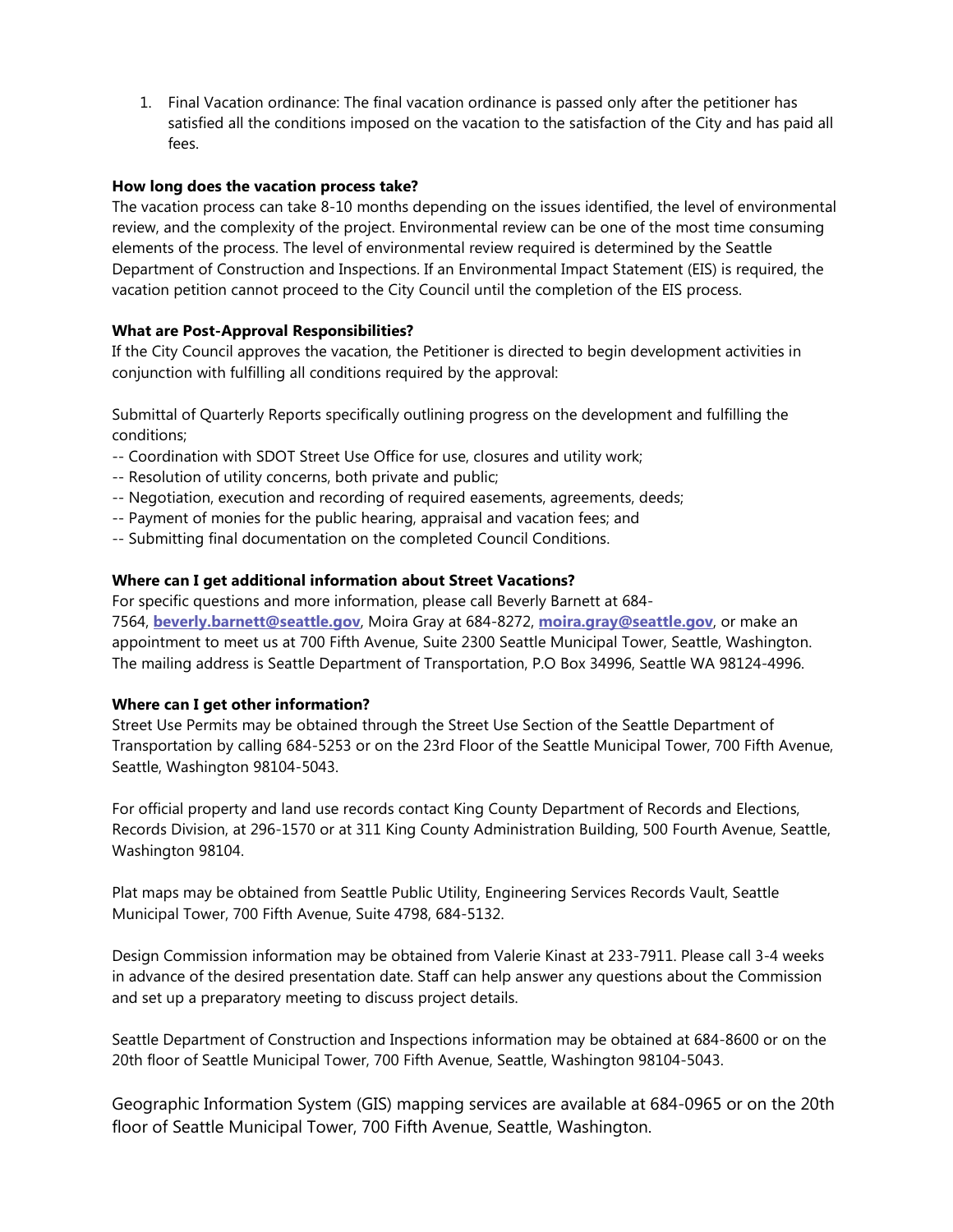1. Final Vacation ordinance: The final vacation ordinance is passed only after the petitioner has satisfied all the conditions imposed on the vacation to the satisfaction of the City and has paid all fees.

**How long does the vacation process take?**

The vacation process can take 8-10 months depending on the issues identified, the level of environmental review, and the complexity of the project. Environmental review can be one of the most time consuming elements of the process. The level of environmental review required is determined by the Seattle Department of Construction and Inspections. If an Environmental Impact Statement (EIS) is required, the vacation petition cannot proceed to the City Council until the completion of the EIS process.

**What are Post-Approval Responsibilities?**

If the City Council approves the vacation, the Petitioner is directed to begin development activities in conjunction with fulfilling all conditions required by the approval:

Submittal of Quarterly Reports specifically outlining progress on the development and fulfilling the conditions;

-- Coordination with SDOT Street Use Office for use, closures and utility work;
-- Resolution of utility concerns, both private and public;
-- Negotiation, execution and recording of required easements, agreements, deeds;
-- Payment of monies for the public hearing, appraisal and vacation fees; and
-- Submitting final documentation on the completed Council Conditions.

**Where can I get additional information about Street Vacations?**

For specific questions and more information, please call Beverly Barnett at 684-7564, **beverly.barnett@seattle.gov**, Moira Gray at 684-8272, **moira.gray@seattle.gov**, or make an appointment to meet us at 700 Fifth Avenue, Suite 2300 Seattle Municipal Tower, Seattle, Washington. The mailing address is Seattle Department of Transportation, P.O Box 34996, Seattle WA 98124-4996.

**Where can I get other information?**

Street Use Permits may be obtained through the Street Use Section of the Seattle Department of Transportation by calling 684-5253 or on the 23rd Floor of the Seattle Municipal Tower, 700 Fifth Avenue, Seattle, Washington 98104-5043.

For official property and land use records contact King County Department of Records and Elections, Records Division, at 296-1570 or at 311 King County Administration Building, 500 Fourth Avenue, Seattle, Washington 98104.

Plat maps may be obtained from Seattle Public Utility, Engineering Services Records Vault, Seattle Municipal Tower, 700 Fifth Avenue, Suite 4798, 684-5132.

Design Commission information may be obtained from Valerie Kinast at 233-7911. Please call 3-4 weeks in advance of the desired presentation date. Staff can help answer any questions about the Commission and set up a preparatory meeting to discuss project details.

Seattle Department of Construction and Inspections information may be obtained at 684-8600 or on the 20th floor of Seattle Municipal Tower, 700 Fifth Avenue, Seattle, Washington 98104-5043.

Geographic Information System (GIS) mapping services are available at 684-0965 or on the 20th floor of Seattle Municipal Tower, 700 Fifth Avenue, Seattle, Washington.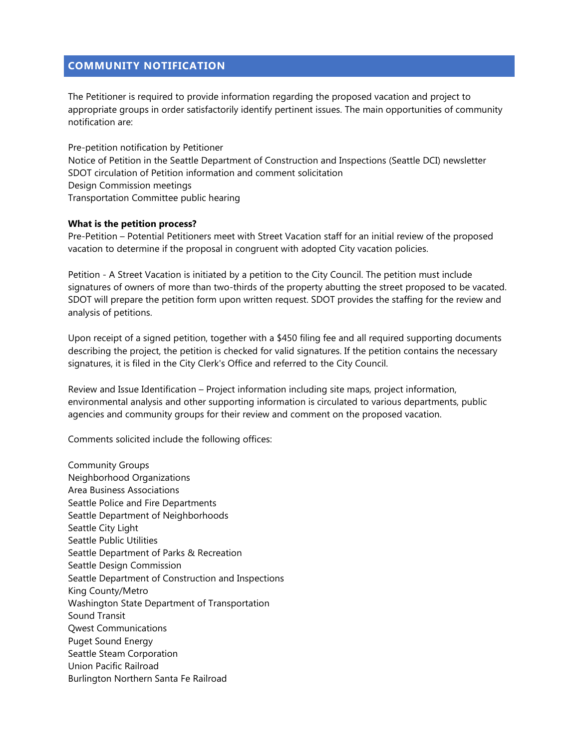## COMMUNITY NOTIFICATION

The Petitioner is required to provide information regarding the proposed vacation and project to appropriate groups in order satisfactorily identify pertinent issues. The main opportunities of community notification are:

Pre-petition notification by Petitioner
Notice of Petition in the Seattle Department of Construction and Inspections (Seattle DCI) newsletter
SDOT circulation of Petition information and comment solicitation
Design Commission meetings
Transportation Committee public hearing

**What is the petition process?**
Pre-Petition – Potential Petitioners meet with Street Vacation staff for an initial review of the proposed vacation to determine if the proposal in congruent with adopted City vacation policies.

Petition - A Street Vacation is initiated by a petition to the City Council. The petition must include signatures of owners of more than two-thirds of the property abutting the street proposed to be vacated. SDOT will prepare the petition form upon written request. SDOT provides the staffing for the review and analysis of petitions.

Upon receipt of a signed petition, together with a $450 filing fee and all required supporting documents describing the project, the petition is checked for valid signatures. If the petition contains the necessary signatures, it is filed in the City Clerk's Office and referred to the City Council.

Review and Issue Identification – Project information including site maps, project information, environmental analysis and other supporting information is circulated to various departments, public agencies and community groups for their review and comment on the proposed vacation.

Comments solicited include the following offices:

Community Groups
Neighborhood Organizations
Area Business Associations
Seattle Police and Fire Departments
Seattle Department of Neighborhoods
Seattle City Light
Seattle Public Utilities
Seattle Department of Parks & Recreation
Seattle Design Commission
Seattle Department of Construction and Inspections
King County/Metro
Washington State Department of Transportation
Sound Transit
Qwest Communications
Puget Sound Energy
Seattle Steam Corporation
Union Pacific Railroad
Burlington Northern Santa Fe Railroad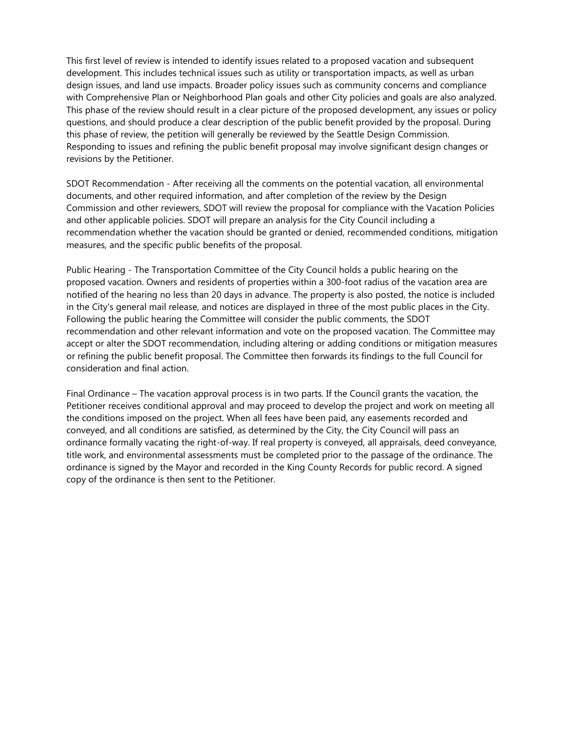This first level of review is intended to identify issues related to a proposed vacation and subsequent development. This includes technical issues such as utility or transportation impacts, as well as urban design issues, and land use impacts. Broader policy issues such as community concerns and compliance with Comprehensive Plan or Neighborhood Plan goals and other City policies and goals are also analyzed. This phase of the review should result in a clear picture of the proposed development, any issues or policy questions, and should produce a clear description of the public benefit provided by the proposal. During this phase of review, the petition will generally be reviewed by the Seattle Design Commission. Responding to issues and refining the public benefit proposal may involve significant design changes or revisions by the Petitioner.

SDOT Recommendation - After receiving all the comments on the potential vacation, all environmental documents, and other required information, and after completion of the review by the Design Commission and other reviewers, SDOT will review the proposal for compliance with the Vacation Policies and other applicable policies. SDOT will prepare an analysis for the City Council including a recommendation whether the vacation should be granted or denied, recommended conditions, mitigation measures, and the specific public benefits of the proposal.

Public Hearing - The Transportation Committee of the City Council holds a public hearing on the proposed vacation. Owners and residents of properties within a 300-foot radius of the vacation area are notified of the hearing no less than 20 days in advance. The property is also posted, the notice is included in the City's general mail release, and notices are displayed in three of the most public places in the City. Following the public hearing the Committee will consider the public comments, the SDOT recommendation and other relevant information and vote on the proposed vacation. The Committee may accept or alter the SDOT recommendation, including altering or adding conditions or mitigation measures or refining the public benefit proposal. The Committee then forwards its findings to the full Council for consideration and final action.

Final Ordinance – The vacation approval process is in two parts. If the Council grants the vacation, the Petitioner receives conditional approval and may proceed to develop the project and work on meeting all the conditions imposed on the project. When all fees have been paid, any easements recorded and conveyed, and all conditions are satisfied, as determined by the City, the City Council will pass an ordinance formally vacating the right-of-way. If real property is conveyed, all appraisals, deed conveyance, title work, and environmental assessments must be completed prior to the passage of the ordinance. The ordinance is signed by the Mayor and recorded in the King County Records for public record. A signed copy of the ordinance is then sent to the Petitioner.